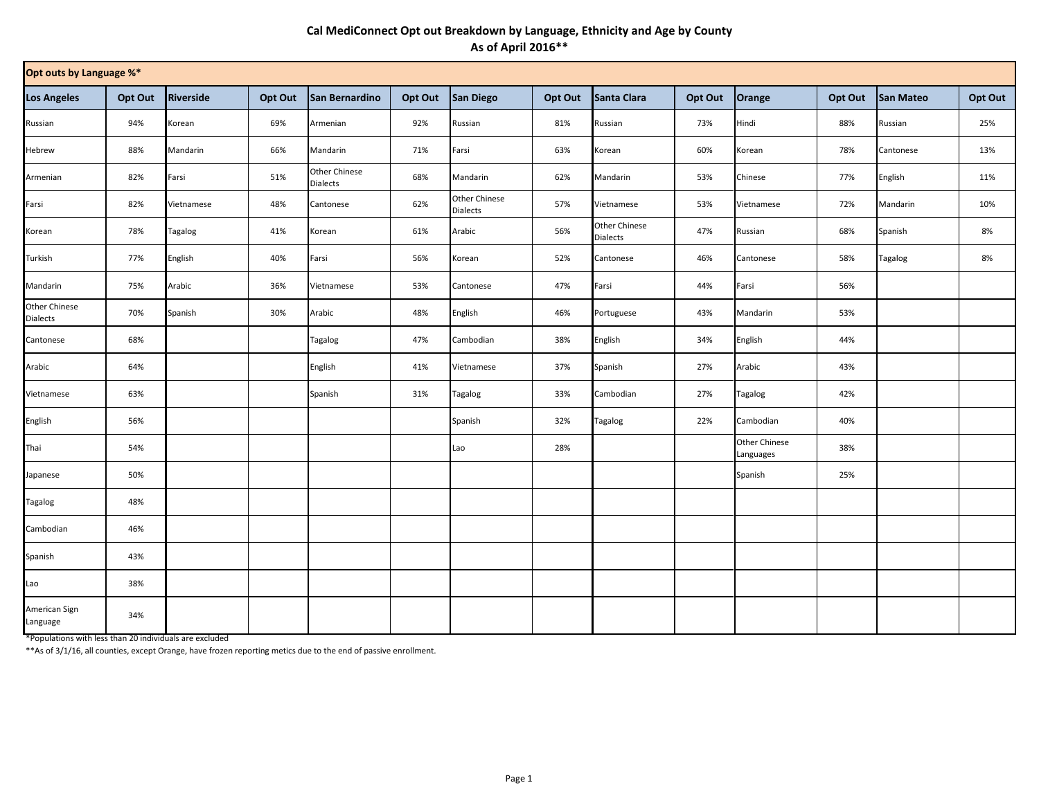# Cal MediConnect Opt out Breakdown by Language, Ethnicity and Age by County
## As of April 2016**

| Opt outs by Language %* | | | | | | | | | | | | | |
|---|---|---|---|---|---|---|---|---|---|---|---|---|---|
| **Los Angeles** | **Opt Out** | **Riverside** | **Opt Out** | **San Bernardino** | **Opt Out** | **San Diego** | **Opt Out** | **Santa Clara** | **Opt Out** | **Orange** | **Opt Out** | **San Mateo** | **Opt Out** |
| Russian | 94% | Korean | 69% | Armenian | 92% | Russian | 81% | Russian | 73% | Hindi | 88% | Russian | 25% |
| Hebrew | 88% | Mandarin | 66% | Mandarin | 71% | Farsi | 63% | Korean | 60% | Korean | 78% | Cantonese | 13% |
| Armenian | 82% | Farsi | 51% | Other Chinese Dialects | 68% | Mandarin | 62% | Mandarin | 53% | Chinese | 77% | English | 11% |
| Farsi | 82% | Vietnamese | 48% | Cantonese | 62% | Other Chinese Dialects | 57% | Vietnamese | 53% | Vietnamese | 72% | Mandarin | 10% |
| Korean | 78% | Tagalog | 41% | Korean | 61% | Arabic | 56% | Other Chinese Dialects | 47% | Russian | 68% | Spanish | 8% |
| Turkish | 77% | English | 40% | Farsi | 56% | Korean | 52% | Cantonese | 46% | Cantonese | 58% | Tagalog | 8% |
| Mandarin | 75% | Arabic | 36% | Vietnamese | 53% | Cantonese | 47% | Farsi | 44% | Farsi | 56% | | |
| Other Chinese Dialects | 70% | Spanish | 30% | Arabic | 48% | English | 46% | Portuguese | 43% | Mandarin | 53% | | |
| Cantonese | 68% | | | Tagalog | 47% | Cambodian | 38% | English | 34% | English | 44% | | |
| Arabic | 64% | | | English | 41% | Vietnamese | 37% | Spanish | 27% | Arabic | 43% | | |
| Vietnamese | 63% | | | Spanish | 31% | Tagalog | 33% | Cambodian | 27% | Tagalog | 42% | | |
| English | 56% | | | | | Spanish | 32% | Tagalog | 22% | Cambodian | 40% | | |
| Thai | 54% | | | | | Lao | 28% | | | Other Chinese Languages | 38% | | |
| Japanese | 50% | | | | | | | | | Spanish | 25% | | |
| Tagalog | 48% | | | | | | | | | | | | |
| Cambodian | 46% | | | | | | | | | | | | |
| Spanish | 43% | | | | | | | | | | | | |
| Lao | 38% | | | | | | | | | | | | |
| American Sign Language | 34% | | | | | | | | | | | | |

*Populations with less than 20 individuals are excluded

**As of 3/1/16, all counties, except Orange, have frozen reporting metics due to the end of passive enrollment.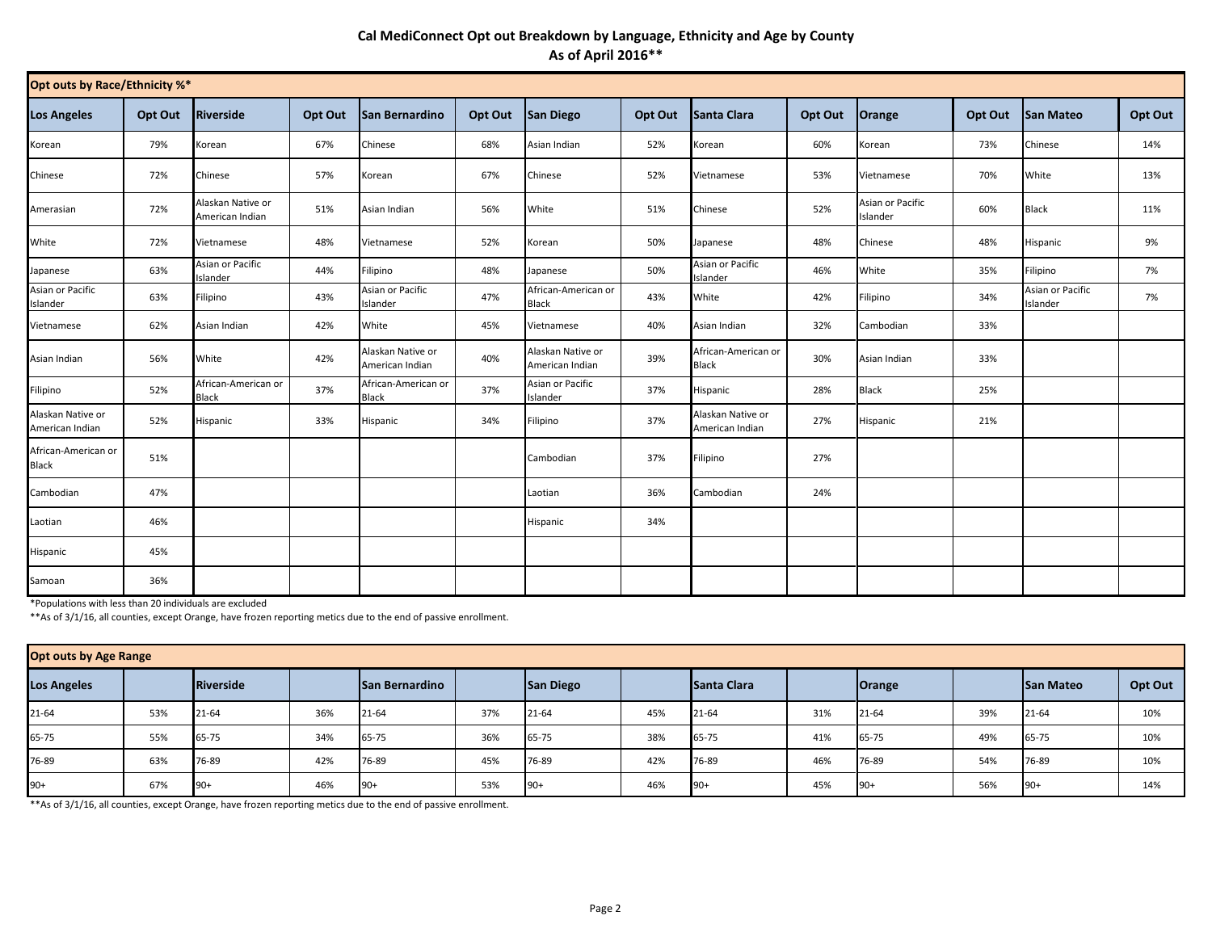## Cal MediConnect Opt out Breakdown by Language, Ethnicity and Age by County

## As of April 2016**

### Opt outs by Race/Ethnicity %*

| Los Angeles | Opt Out | Riverside | Opt Out | San Bernardino | Opt Out | San Diego | Opt Out | Santa Clara | Opt Out | Orange | Opt Out | San Mateo | Opt Out |
|---|---|---|---|---|---|---|---|---|---|---|---|---|---|
| Korean | 79% | Korean | 67% | Chinese | 68% | Asian Indian | 52% | Korean | 60% | Korean | 73% | Chinese | 14% |
| Chinese | 72% | Chinese | 57% | Korean | 67% | Chinese | 52% | Vietnamese | 53% | Vietnamese | 70% | White | 13% |
| Amerasian | 72% | Alaskan Native or American Indian | 51% | Asian Indian | 56% | White | 51% | Chinese | 52% | Asian or Pacific Islander | 60% | Black | 11% |
| White | 72% | Vietnamese | 48% | Vietnamese | 52% | Korean | 50% | Japanese | 48% | Chinese | 48% | Hispanic | 9% |
| Japanese | 63% | Asian or Pacific Islander | 44% | Filipino | 48% | Japanese | 50% | Asian or Pacific Islander | 46% | White | 35% | Filipino | 7% |
| Asian or Pacific Islander | 63% | Filipino | 43% | Asian or Pacific Islander | 47% | African-American or Black | 43% | White | 42% | Filipino | 34% | Asian or Pacific Islander | 7% |
| Vietnamese | 62% | Asian Indian | 42% | White | 45% | Vietnamese | 40% | Asian Indian | 32% | Cambodian | 33% | | |
| Asian Indian | 56% | White | 42% | Alaskan Native or American Indian | 40% | Alaskan Native or American Indian | 39% | African-American or Black | 30% | Asian Indian | 33% | | |
| Filipino | 52% | African-American or Black | 37% | African-American or Black | 37% | Asian or Pacific Islander | 37% | Hispanic | 28% | Black | 25% | | |
| Alaskan Native or American Indian | 52% | Hispanic | 33% | Hispanic | 34% | Filipino | 37% | Alaskan Native or American Indian | 27% | Hispanic | 21% | | |
| African-American or Black | 51% | | | | | Cambodian | 37% | Filipino | 27% | | | | |
| Cambodian | 47% | | | | | Laotian | 36% | Cambodian | 24% | | | | |
| Laotian | 46% | | | | | Hispanic | 34% | | | | | | |
| Hispanic | 45% | | | | | | | | | | | | |
| Samoan | 36% | | | | | | | | | | | | |

*Populations with less than 20 individuals are excluded

**As of 3/1/16, all counties, except Orange, have frozen reporting metics due to the end of passive enrollment.

### Opt outs by Age Range

| Los Angeles | | Riverside | | San Bernardino | | San Diego | | Santa Clara | | Orange | | San Mateo | Opt Out |
|---|---|---|---|---|---|---|---|---|---|---|---|---|---|
| 21-64 | 53% | 21-64 | 36% | 21-64 | 37% | 21-64 | 45% | 21-64 | 31% | 21-64 | 39% | 21-64 | 10% |
| 65-75 | 55% | 65-75 | 34% | 65-75 | 36% | 65-75 | 38% | 65-75 | 41% | 65-75 | 49% | 65-75 | 10% |
| 76-89 | 63% | 76-89 | 42% | 76-89 | 45% | 76-89 | 42% | 76-89 | 46% | 76-89 | 54% | 76-89 | 10% |
| 90+ | 67% | 90+ | 46% | 90+ | 53% | 90+ | 46% | 90+ | 45% | 90+ | 56% | 90+ | 14% |

**As of 3/1/16, all counties, except Orange, have frozen reporting metics due to the end of passive enrollment.